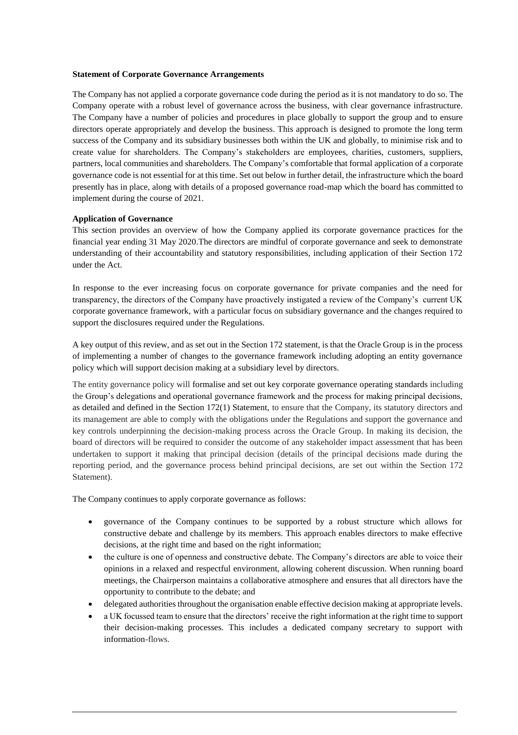**Statement of Corporate Governance Arrangements**

The Company has not applied a corporate governance code during the period as it is not mandatory to do so. The Company operate with a robust level of governance across the business, with clear governance infrastructure. The Company have a number of policies and procedures in place globally to support the group and to ensure directors operate appropriately and develop the business. This approach is designed to promote the long term success of the Company and its subsidiary businesses both within the UK and globally, to minimise risk and to create value for shareholders. The Company's stakeholders are employees, charities, customers, suppliers, partners, local communities and shareholders. The Company's comfortable that formal application of a corporate governance code is not essential for at this time. Set out below in further detail, the infrastructure which the board presently has in place, along with details of a proposed governance road-map which the board has committed to implement during the course of 2021.

**Application of Governance**

This section provides an overview of how the Company applied its corporate governance practices for the financial year ending 31 May 2020.The directors are mindful of corporate governance and seek to demonstrate understanding of their accountability and statutory responsibilities, including application of their Section 172 under the Act.

In response to the ever increasing focus on corporate governance for private companies and the need for transparency, the directors of the Company have proactively instigated a review of the Company's current UK corporate governance framework, with a particular focus on subsidiary governance and the changes required to support the disclosures required under the Regulations.

A key output of this review, and as set out in the Section 172 statement, is that the Oracle Group is in the process of implementing a number of changes to the governance framework including adopting an entity governance policy which will support decision making at a subsidiary level by directors.

The entity governance policy will formalise and set out key corporate governance operating standards including the Group's delegations and operational governance framework and the process for making principal decisions, as detailed and defined in the Section 172(1) Statement, to ensure that the Company, its statutory directors and its management are able to comply with the obligations under the Regulations and support the governance and key controls underpinning the decision-making process across the Oracle Group. In making its decision, the board of directors will be required to consider the outcome of any stakeholder impact assessment that has been undertaken to support it making that principal decision (details of the principal decisions made during the reporting period, and the governance process behind principal decisions, are set out within the Section 172 Statement).

The Company continues to apply corporate governance as follows:

- governance of the Company continues to be supported by a robust structure which allows for constructive debate and challenge by its members. This approach enables directors to make effective decisions, at the right time and based on the right information;
- the culture is one of openness and constructive debate. The Company's directors are able to voice their opinions in a relaxed and respectful environment, allowing coherent discussion. When running board meetings, the Chairperson maintains a collaborative atmosphere and ensures that all directors have the opportunity to contribute to the debate; and
- delegated authorities throughout the organisation enable effective decision making at appropriate levels.
- a UK focussed team to ensure that the directors' receive the right information at the right time to support their decision-making processes. This includes a dedicated company secretary to support with information-flows.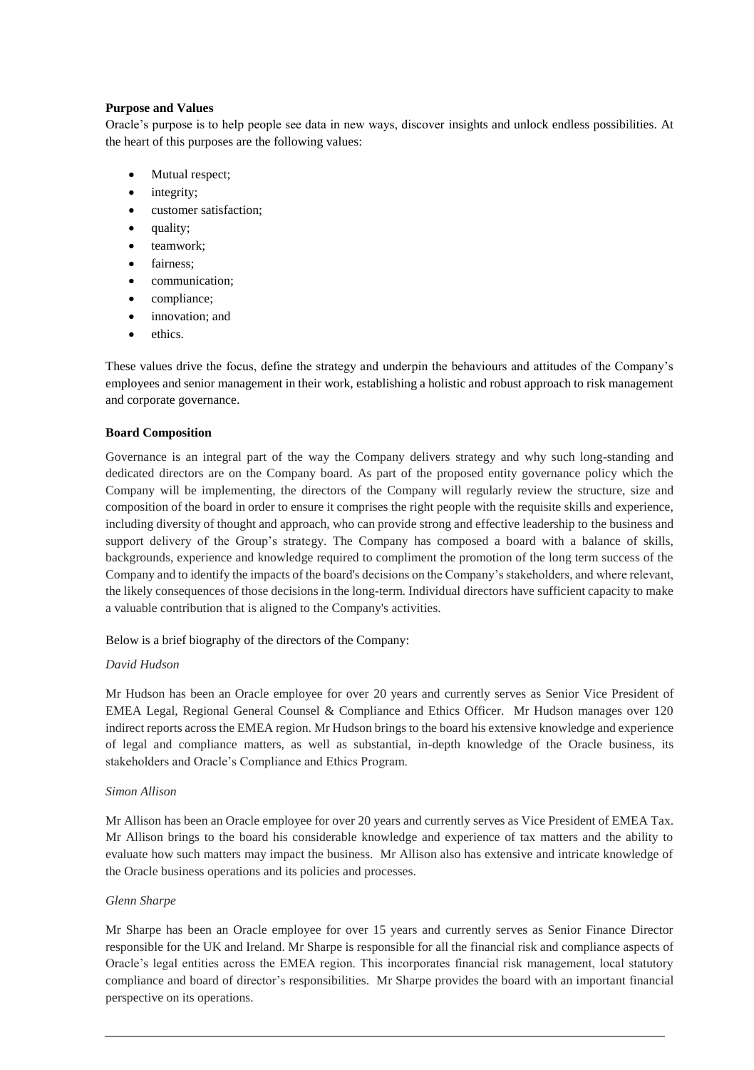**Purpose and Values**

Oracle's purpose is to help people see data in new ways, discover insights and unlock endless possibilities. At the heart of this purposes are the following values:

- Mutual respect;
- integrity;
- customer satisfaction;
- quality;
- teamwork;
- fairness;
- communication;
- compliance;
- innovation; and
- ethics.

These values drive the focus, define the strategy and underpin the behaviours and attitudes of the Company's employees and senior management in their work, establishing a holistic and robust approach to risk management and corporate governance.

**Board Composition**

Governance is an integral part of the way the Company delivers strategy and why such long-standing and dedicated directors are on the Company board. As part of the proposed entity governance policy which the Company will be implementing, the directors of the Company will regularly review the structure, size and composition of the board in order to ensure it comprises the right people with the requisite skills and experience, including diversity of thought and approach, who can provide strong and effective leadership to the business and support delivery of the Group's strategy. The Company has composed a board with a balance of skills, backgrounds, experience and knowledge required to compliment the promotion of the long term success of the Company and to identify the impacts of the board's decisions on the Company's stakeholders, and where relevant, the likely consequences of those decisions in the long-term. Individual directors have sufficient capacity to make a valuable contribution that is aligned to the Company's activities.

Below is a brief biography of the directors of the Company:

*David Hudson*

Mr Hudson has been an Oracle employee for over 20 years and currently serves as Senior Vice President of EMEA Legal, Regional General Counsel & Compliance and Ethics Officer. Mr Hudson manages over 120 indirect reports across the EMEA region. Mr Hudson brings to the board his extensive knowledge and experience of legal and compliance matters, as well as substantial, in-depth knowledge of the Oracle business, its stakeholders and Oracle's Compliance and Ethics Program.

*Simon Allison*

Mr Allison has been an Oracle employee for over 20 years and currently serves as Vice President of EMEA Tax. Mr Allison brings to the board his considerable knowledge and experience of tax matters and the ability to evaluate how such matters may impact the business. Mr Allison also has extensive and intricate knowledge of the Oracle business operations and its policies and processes.

*Glenn Sharpe*

Mr Sharpe has been an Oracle employee for over 15 years and currently serves as Senior Finance Director responsible for the UK and Ireland. Mr Sharpe is responsible for all the financial risk and compliance aspects of Oracle's legal entities across the EMEA region. This incorporates financial risk management, local statutory compliance and board of director's responsibilities. Mr Sharpe provides the board with an important financial perspective on its operations.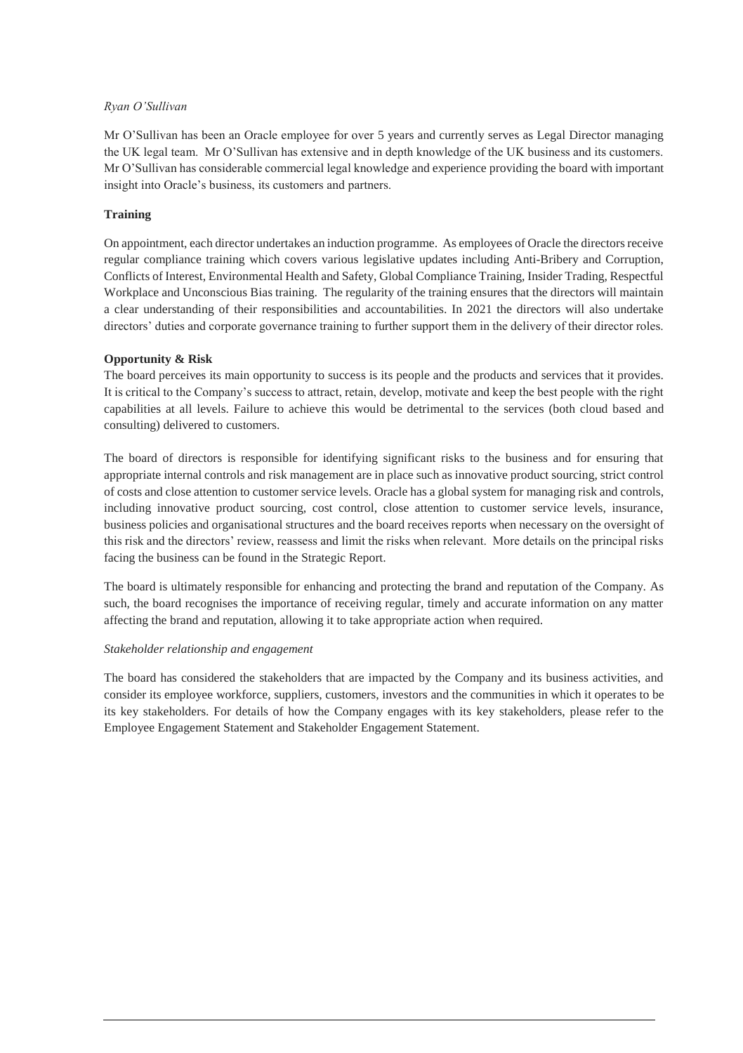*Ryan O'Sullivan*

Mr O'Sullivan has been an Oracle employee for over 5 years and currently serves as Legal Director managing the UK legal team. Mr O'Sullivan has extensive and in depth knowledge of the UK business and its customers. Mr O'Sullivan has considerable commercial legal knowledge and experience providing the board with important insight into Oracle's business, its customers and partners.

**Training**

On appointment, each director undertakes an induction programme. As employees of Oracle the directors receive regular compliance training which covers various legislative updates including Anti-Bribery and Corruption, Conflicts of Interest, Environmental Health and Safety, Global Compliance Training, Insider Trading, Respectful Workplace and Unconscious Bias training. The regularity of the training ensures that the directors will maintain a clear understanding of their responsibilities and accountabilities. In 2021 the directors will also undertake directors' duties and corporate governance training to further support them in the delivery of their director roles.

**Opportunity & Risk**

The board perceives its main opportunity to success is its people and the products and services that it provides. It is critical to the Company's success to attract, retain, develop, motivate and keep the best people with the right capabilities at all levels. Failure to achieve this would be detrimental to the services (both cloud based and consulting) delivered to customers.

The board of directors is responsible for identifying significant risks to the business and for ensuring that appropriate internal controls and risk management are in place such as innovative product sourcing, strict control of costs and close attention to customer service levels. Oracle has a global system for managing risk and controls, including innovative product sourcing, cost control, close attention to customer service levels, insurance, business policies and organisational structures and the board receives reports when necessary on the oversight of this risk and the directors' review, reassess and limit the risks when relevant. More details on the principal risks facing the business can be found in the Strategic Report.

The board is ultimately responsible for enhancing and protecting the brand and reputation of the Company. As such, the board recognises the importance of receiving regular, timely and accurate information on any matter affecting the brand and reputation, allowing it to take appropriate action when required.

*Stakeholder relationship and engagement*

The board has considered the stakeholders that are impacted by the Company and its business activities, and consider its employee workforce, suppliers, customers, investors and the communities in which it operates to be its key stakeholders. For details of how the Company engages with its key stakeholders, please refer to the Employee Engagement Statement and Stakeholder Engagement Statement.